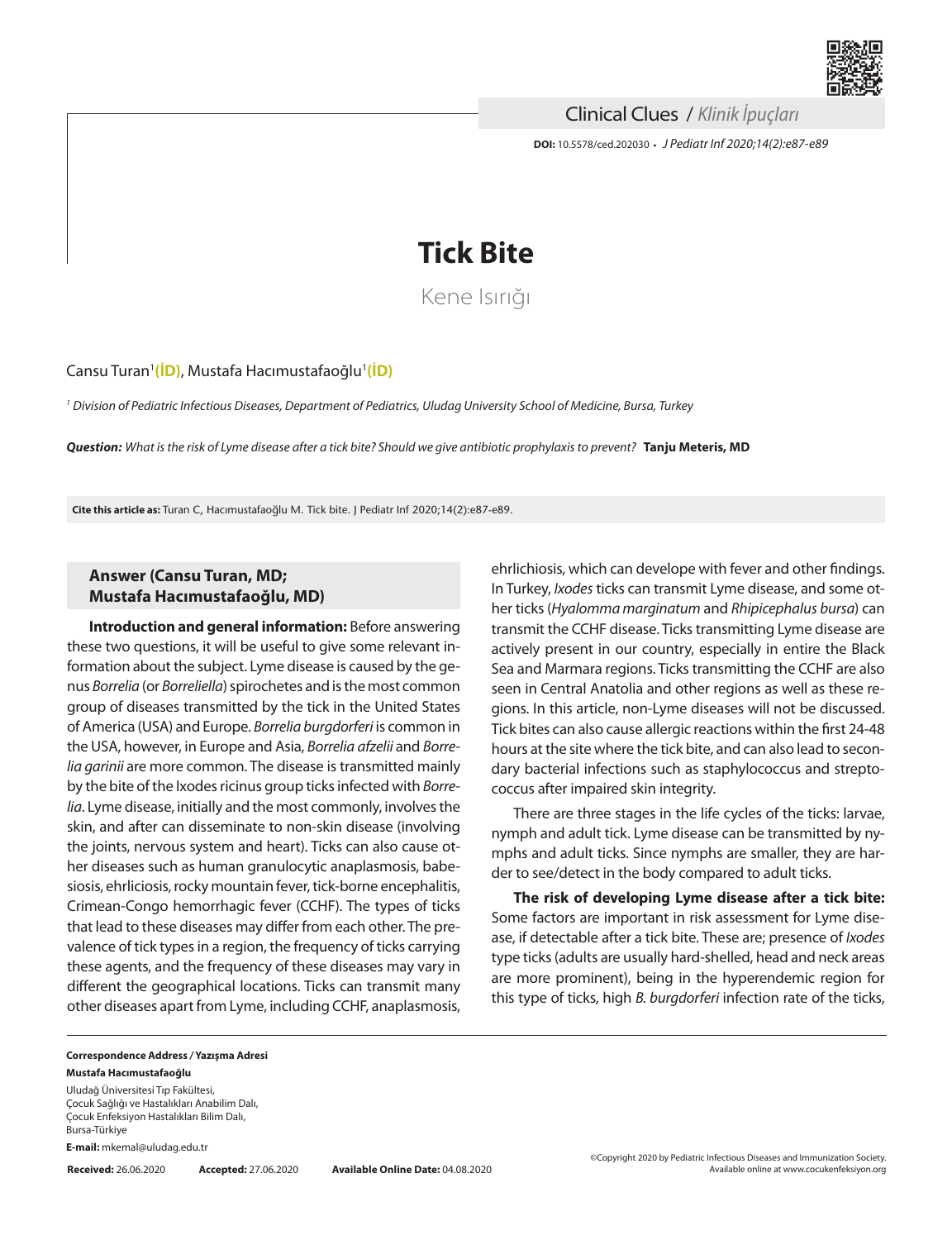Clinical Clues / *Klinik İpuçları*

**DOI:** 10.5578/ced.202030 • *J Pediatr Inf 2020;14(2):e87-e89*

# Tick Bite

Kene Isırığı

Cansu Turan[1], Mustafa Hacımustafaoğlu[1]

*[1] Division of Pediatric Infectious Diseases, Department of Pediatrics, Uludag University School of Medicine, Bursa, Turkey*

***Question:*** *What is the risk of Lyme disease after a tick bite? Should we give antibiotic prophylaxis to prevent?* **Tanju Meteris, MD**

**Cite this article as:** Turan C, Hacımustafaoğlu M. Tick bite. J Pediatr Inf 2020;14(2):e87-e89.

## Answer (Cansu Turan, MD; Mustafa Hacımustafaoğlu, MD)

**Introduction and general information:** Before answering these two questions, it will be useful to give some relevant information about the subject. Lyme disease is caused by the genus *Borrelia* (or *Borreliella*) spirochetes and is the most common group of diseases transmitted by the tick in the United States of America (USA) and Europe. *Borrelia burgdorferi* is common in the USA, however, in Europe and Asia, *Borrelia afzelii* and *Borrelia garinii* are more common. The disease is transmitted mainly by the bite of the Ixodes ricinus group ticks infected with *Borrelia*. Lyme disease, initially and the most commonly, involves the skin, and after can disseminate to non-skin disease (involving the joints, nervous system and heart). Ticks can also cause other diseases such as human granulocytic anaplasmosis, babesiosis, ehrliciosis, rocky mountain fever, tick-borne encephalitis, Crimean-Congo hemorrhagic fever (CCHF). The types of ticks that lead to these diseases may differ from each other. The prevalence of tick types in a region, the frequency of ticks carrying these agents, and the frequency of these diseases may vary in different the geographical locations. Ticks can transmit many other diseases apart from Lyme, including CCHF, anaplasmosis, ehrlichiosis, which can develope with fever and other findings. In Turkey, *Ixodes* ticks can transmit Lyme disease, and some other ticks (*Hyalomma marginatum* and *Rhipicephalus bursa*) can transmit the CCHF disease. Ticks transmitting Lyme disease are actively present in our country, especially in entire the Black Sea and Marmara regions. Ticks transmitting the CCHF are also seen in Central Anatolia and other regions as well as these regions. In this article, non-Lyme diseases will not be discussed. Tick bites can also cause allergic reactions within the first 24-48 hours at the site where the tick bite, and can also lead to secondary bacterial infections such as staphylococcus and streptococcus after impaired skin integrity.

There are three stages in the life cycles of the ticks: larvae, nymph and adult tick. Lyme disease can be transmitted by nymphs and adult ticks. Since nymphs are smaller, they are harder to see/detect in the body compared to adult ticks.

**The risk of developing Lyme disease after a tick bite:** Some factors are important in risk assessment for Lyme disease, if detectable after a tick bite. These are; presence of *Ixodes* type ticks (adults are usually hard-shelled, head and neck areas are more prominent), being in the hyperendemic region for this type of ticks, high *B. burgdorferi* infection rate of the ticks,

**Correspondence Address / Yazışma Adresi**
**Mustafa Hacımustafaoğlu**
Uludağ Üniversitesi Tıp Fakültesi,
Çocuk Sağlığı ve Hastalıkları Anabilim Dalı,
Çocuk Enfeksiyon Hastalıkları Bilim Dalı,
Bursa-Türkiye
**E-mail:** mkemal@uludag.edu.tr

**Received:** 26.06.2020 **Accepted:** 27.06.2020 **Available Online Date:** 04.08.2020

©Copyright 2020 by Pediatric Infectious Diseases and Immunization Society. Available online at www.cocukenfeksiyon.org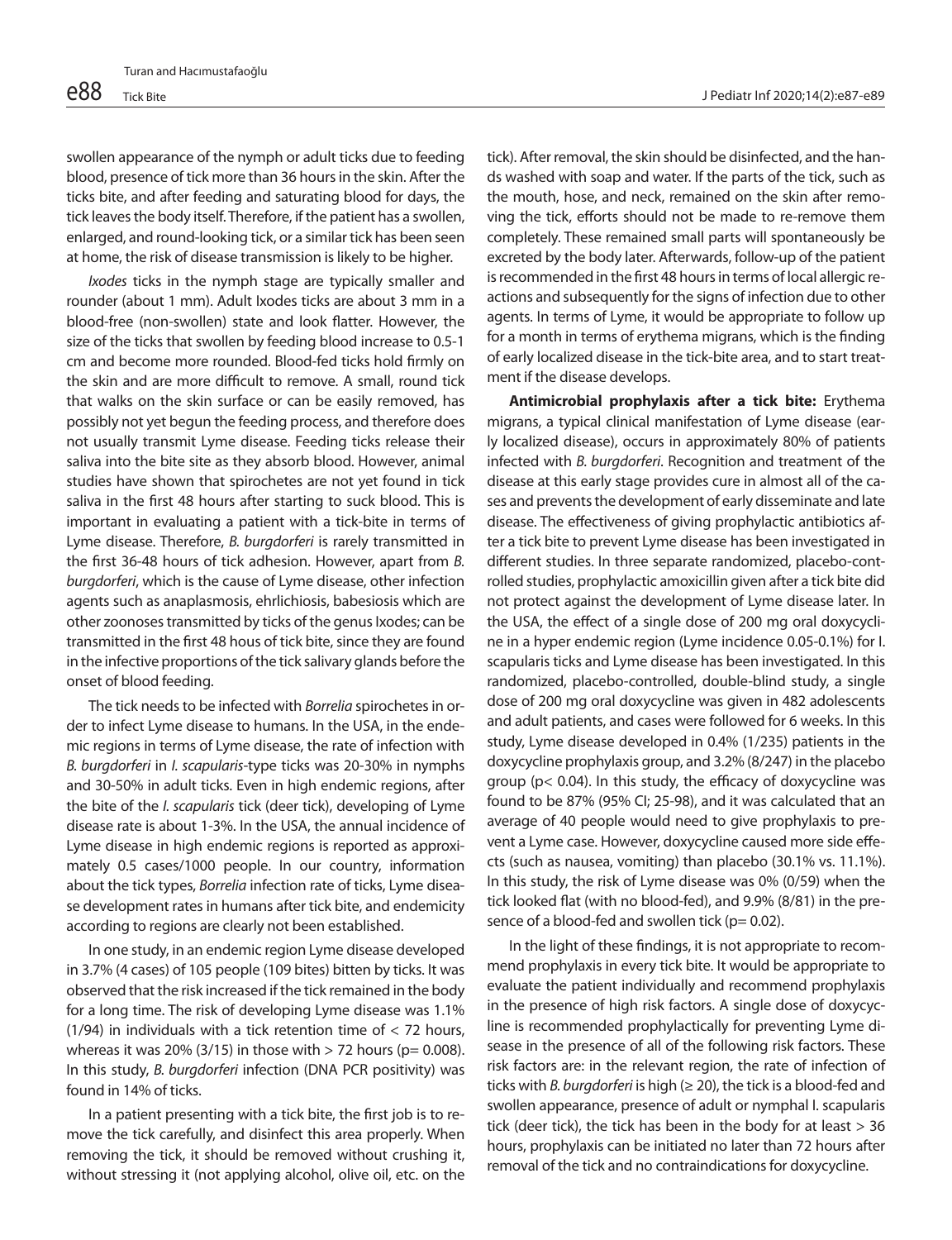swollen appearance of the nymph or adult ticks due to feeding blood, presence of tick more than 36 hours in the skin. After the ticks bite, and after feeding and saturating blood for days, the tick leaves the body itself. Therefore, if the patient has a swollen, enlarged, and round-looking tick, or a similar tick has been seen at home, the risk of disease transmission is likely to be higher.

*Ixodes* ticks in the nymph stage are typically smaller and rounder (about 1 mm). Adult Ixodes ticks are about 3 mm in a blood-free (non-swollen) state and look flatter. However, the size of the ticks that swollen by feeding blood increase to 0.5-1 cm and become more rounded. Blood-fed ticks hold firmly on the skin and are more difficult to remove. A small, round tick that walks on the skin surface or can be easily removed, has possibly not yet begun the feeding process, and therefore does not usually transmit Lyme disease. Feeding ticks release their saliva into the bite site as they absorb blood. However, animal studies have shown that spirochetes are not yet found in tick saliva in the first 48 hours after starting to suck blood. This is important in evaluating a patient with a tick-bite in terms of Lyme disease. Therefore, *B. burgdorferi* is rarely transmitted in the first 36-48 hours of tick adhesion. However, apart from *B. burgdorferi*, which is the cause of Lyme disease, other infection agents such as anaplasmosis, ehrlichiosis, babesiosis which are other zoonoses transmitted by ticks of the genus Ixodes; can be transmitted in the first 48 hous of tick bite, since they are found in the infective proportions of the tick salivary glands before the onset of blood feeding.

The tick needs to be infected with *Borrelia* spirochetes in order to infect Lyme disease to humans. In the USA, in the endemic regions in terms of Lyme disease, the rate of infection with *B. burgdorferi* in *I. scapularis*-type ticks was 20-30% in nymphs and 30-50% in adult ticks. Even in high endemic regions, after the bite of the *I. scapularis* tick (deer tick), developing of Lyme disease rate is about 1-3%. In the USA, the annual incidence of Lyme disease in high endemic regions is reported as approximately 0.5 cases/1000 people. In our country, information about the tick types, *Borrelia* infection rate of ticks, Lyme disease development rates in humans after tick bite, and endemicity according to regions are clearly not been established.

In one study, in an endemic region Lyme disease developed in 3.7% (4 cases) of 105 people (109 bites) bitten by ticks. It was observed that the risk increased if the tick remained in the body for a long time. The risk of developing Lyme disease was 1.1% (1/94) in individuals with a tick retention time of < 72 hours, whereas it was 20% (3/15) in those with > 72 hours (p= 0.008). In this study, *B. burgdorferi* infection (DNA PCR positivity) was found in 14% of ticks.

In a patient presenting with a tick bite, the first job is to remove the tick carefully, and disinfect this area properly. When removing the tick, it should be removed without crushing it, without stressing it (not applying alcohol, olive oil, etc. on the tick). After removal, the skin should be disinfected, and the hands washed with soap and water. If the parts of the tick, such as the mouth, hose, and neck, remained on the skin after removing the tick, efforts should not be made to re-remove them completely. These remained small parts will spontaneously be excreted by the body later. Afterwards, follow-up of the patient is recommended in the first 48 hours in terms of local allergic reactions and subsequently for the signs of infection due to other agents. In terms of Lyme, it would be appropriate to follow up for a month in terms of erythema migrans, which is the finding of early localized disease in the tick-bite area, and to start treatment if the disease develops.

**Antimicrobial prophylaxis after a tick bite:** Erythema migrans, a typical clinical manifestation of Lyme disease (early localized disease), occurs in approximately 80% of patients infected with *B. burgdorferi*. Recognition and treatment of the disease at this early stage provides cure in almost all of the cases and prevents the development of early disseminate and late disease. The effectiveness of giving prophylactic antibiotics after a tick bite to prevent Lyme disease has been investigated in different studies. In three separate randomized, placebo-controlled studies, prophylactic amoxicillin given after a tick bite did not protect against the development of Lyme disease later. In the USA, the effect of a single dose of 200 mg oral doxycycline in a hyper endemic region (Lyme incidence 0.05-0.1%) for I. scapularis ticks and Lyme disease has been investigated. In this randomized, placebo-controlled, double-blind study, a single dose of 200 mg oral doxycycline was given in 482 adolescents and adult patients, and cases were followed for 6 weeks. In this study, Lyme disease developed in 0.4% (1/235) patients in the doxycycline prophylaxis group, and 3.2% (8/247) in the placebo group (p< 0.04). In this study, the efficacy of doxycycline was found to be 87% (95% CI; 25-98), and it was calculated that an average of 40 people would need to give prophylaxis to prevent a Lyme case. However, doxycycline caused more side effects (such as nausea, vomiting) than placebo (30.1% vs. 11.1%). In this study, the risk of Lyme disease was 0% (0/59) when the tick looked flat (with no blood-fed), and 9.9% (8/81) in the presence of a blood-fed and swollen tick (p= 0.02).

In the light of these findings, it is not appropriate to recommend prophylaxis in every tick bite. It would be appropriate to evaluate the patient individually and recommend prophylaxis in the presence of high risk factors. A single dose of doxycycline is recommended prophylactically for preventing Lyme disease in the presence of all of the following risk factors. These risk factors are: in the relevant region, the rate of infection of ticks with *B. burgdorferi* is high (≥ 20), the tick is a blood-fed and swollen appearance, presence of adult or nymphal I. scapularis tick (deer tick), the tick has been in the body for at least > 36 hours, prophylaxis can be initiated no later than 72 hours after removal of the tick and no contraindications for doxycycline.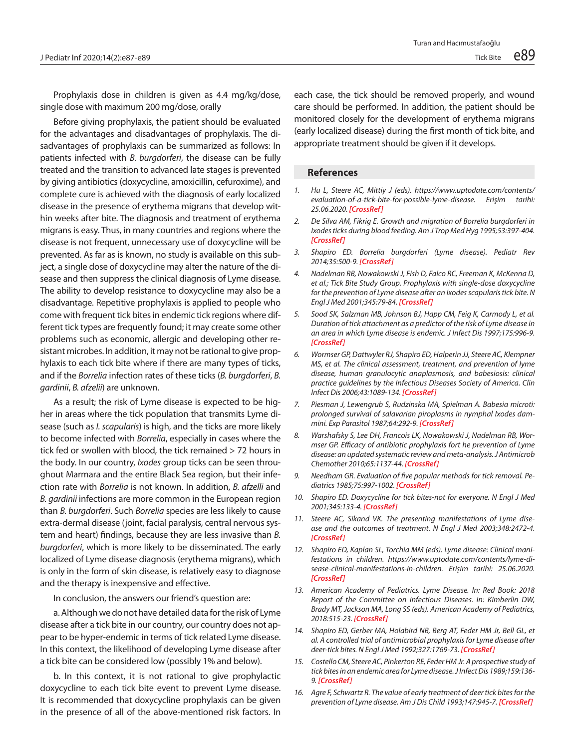Prophylaxis dose in children is given as 4.4 mg/kg/dose, single dose with maximum 200 mg/dose, orally

Before giving prophylaxis, the patient should be evaluated for the advantages and disadvantages of prophylaxis. The disadvantages of prophylaxis can be summarized as follows: In patients infected with *B. burgdorferi*, the disease can be fully treated and the transition to advanced late stages is prevented by giving antibiotics (doxycycline, amoxicillin, cefuroxime), and complete cure is achieved with the diagnosis of early localized disease in the presence of erythema migrans that develop within weeks after bite. The diagnosis and treatment of erythema migrans is easy. Thus, in many countries and regions where the disease is not frequent, unnecessary use of doxycycline will be prevented. As far as is known, no study is available on this subject, a single dose of doxycycline may alter the nature of the disease and then suppress the clinical diagnosis of Lyme disease. The ability to develop resistance to doxycycline may also be a disadvantage. Repetitive prophylaxis is applied to people who come with frequent tick bites in endemic tick regions where different tick types are frequently found; it may create some other problems such as economic, allergic and developing other resistant microbes. In addition, it may not be rational to give prophylaxis to each tick bite where if there are many types of ticks, and if the *Borrelia* infection rates of these ticks (*B. burgdorferi*, *B. gardinii*, *B. afzelii*) are unknown.

As a result; the risk of Lyme disease is expected to be higher in areas where the tick population that transmits Lyme disease (such as *I. scapularis*) is high, and the ticks are more likely to become infected with *Borrelia*, especially in cases where the tick fed or swollen with blood, the tick remained > 72 hours in the body. In our country, *Ixodes* group ticks can be seen throughout Marmara and the entire Black Sea region, but their infection rate with *Borrelia* is not known. In addition, *B. afzelli* and *B. gardinii* infections are more common in the European region than *B. burgdorferi*. Such *Borrelia* species are less likely to cause extra-dermal disease (joint, facial paralysis, central nervous system and heart) findings, because they are less invasive than *B. burgdorferi*, which is more likely to be disseminated. The early localized of Lyme disease diagnosis (erythema migrans), which is only in the form of skin disease, is relatively easy to diagnose and the therapy is inexpensive and effective.

In conclusion, the answers our friend's question are:

a. Although we do not have detailed data for the risk of Lyme disease after a tick bite in our country, our country does not appear to be hyper-endemic in terms of tick related Lyme disease. In this context, the likelihood of developing Lyme disease after a tick bite can be considered low (possibly 1% and below).

b. In this context, it is not rational to give prophylactic doxycycline to each tick bite event to prevent Lyme disease. It is recommended that doxycycline prophylaxis can be given in the presence of all of the above-mentioned risk factors. In each case, the tick should be removed properly, and wound care should be performed. In addition, the patient should be monitored closely for the development of erythema migrans (early localized disease) during the first month of tick bite, and appropriate treatment should be given if it develops.

## References

1. *Hu L, Steere AC, Mittiy J (eds). https://www.uptodate.com/contents/evaluation-of-a-tick-bite-for-possible-lyme-disease. Erişim tarihi: 25.06.2020.* **[CrossRef]**
2. *De Silva AM, Fikrig E. Growth and migration of Borrelia burgdorferi in Ixodes ticks during blood feeding. Am J Trop Med Hyg 1995;53:397-404.* **[CrossRef]**
3. *Shapiro ED. Borrelia burgdorferi (Lyme disease). Pediatr Rev 2014;35:500-9.* **[CrossRef]**
4. *Nadelman RB, Nowakowski J, Fish D, Falco RC, Freeman K, McKenna D, et al.; Tick Bite Study Group. Prophylaxis with single-dose doxycycline for the prevention of Lyme disease after an Ixodes scapularis tick bite. N Engl J Med 2001;345:79-84.* **[CrossRef]**
5. *Sood SK, Salzman MB, Johnson BJ, Happ CM, Feig K, Carmody L, et al. Duration of tick attachment as a predictor of the risk of Lyme disease in an area in which Lyme disease is endemic. J Infect Dis 1997;175:996-9.* **[CrossRef]**
6. *Wormser GP, Dattwyler RJ, Shapiro ED, Halperin JJ, Steere AC, Klempner MS, et al. The clinical assessment, treatment, and prevention of lyme disease, human granulocytic anaplasmosis, and babesiosis: clinical practice guidelines by the Infectious Diseases Society of America. Clin Infect Dis 2006;43:1089-134.* **[CrossRef]**
7. *Piesman J, Lewengrub S, Rudzinska MA, Spielman A. Babesia microti: prolonged survival of salavarian piroplasms in nymphal Ixodes dammini. Exp Parasitol 1987;64:292-9.* **[CrossRef]**
8. *Warshafsky S, Lee DH, Francois LK, Nowakowski J, Nadelman RB, Wormser GP. Efficacy of antibiotic prophylaxis fort he prevention of Lyme disease: an updated systematic review and meta-analysis. J Antimicrob Chemother 2010;65:1137-44.* **[CrossRef]**
9. *Needham GR. Evaluation of five popular methods for tick removal. Pediatrics 1985;75:997-1002.* **[CrossRef]**
10. *Shapiro ED. Doxycycline for tick bites-not for everyone. N Engl J Med 2001;345:133-4.* **[CrossRef]**
11. *Steere AC, Sikand VK. The presenting manifestations of Lyme disease and the outcomes of treatment. N Engl J Med 2003;348:2472-4.* **[CrossRef]**
12. *Shapiro ED, Kaplan SL, Torchia MM (eds). Lyme disease: Clinical manifestations in children. https://www.uptodate.com/contents/lyme-disease-clinical-manifestations-in-children. Erişim tarihi: 25.06.2020.* **[CrossRef]**
13. *American Academy of Pediatrics. Lyme Disease. In: Red Book: 2018 Report of the Committee on Infectious Diseases. In: Kimberlin DW, Brady MT, Jackson MA, Long SS (eds). American Academy of Pediatrics, 2018:515-23.* **[CrossRef]**
14. *Shapiro ED, Gerber MA, Holabird NB, Berg AT, Feder HM Jr, Bell GL, et al. A controlled trial of antimicrobial prophylaxis for Lyme disease after deer-tick bites. N Engl J Med 1992;327:1769-73.* **[CrossRef]**
15. *Costello CM, Steere AC, Pinkerton RE, Feder HM Jr. A prospective study of tick bites in an endemic area for Lyme disease. J Infect Dis 1989;159:136-9.* **[CrossRef]**
16. *Agre F, Schwartz R. The value of early treatment of deer tick bites for the prevention of Lyme disease. Am J Dis Child 1993;147:945-7.* **[CrossRef]**